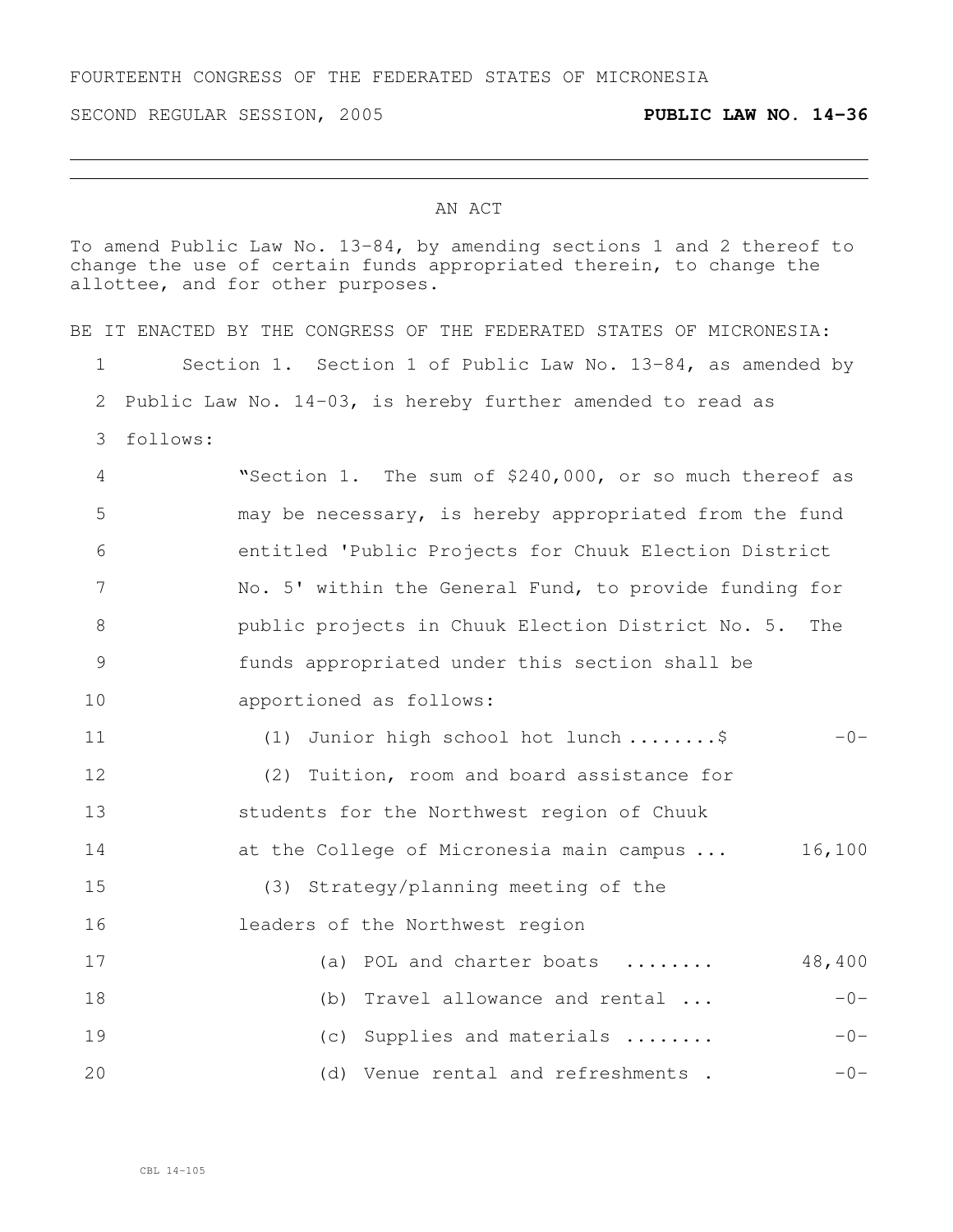FOURTEENTH CONGRESS OF THE FEDERATED STATES OF MICRONESIA

SECOND REGULAR SESSION, 2005 **PUBLIC LAW NO. 14-36**

AN ACT

To amend Public Law No. 13-84, by amending sections 1 and 2 thereof to change the use of certain funds appropriated therein, to change the allottee, and for other purposes.

BE IT ENACTED BY THE CONGRESS OF THE FEDERATED STATES OF MICRONESIA:

Section 1. Section 1 of Public Law No. 13-84, as amended by Public Law No. 14-03, is hereby further amended to read as follows:

"Section 1. The sum of $240,000, or so much thereof as may be necessary, is hereby appropriated from the fund entitled 'Public Projects for Chuuk Election District No. 5' within the General Fund, to provide funding for public projects in Chuuk Election District No. 5. The funds appropriated under this section shall be apportioned as follows:

(1) Junior high school hot lunch ........$ -0-

(2) Tuition, room and board assistance for students for the Northwest region of Chuuk at the College of Micronesia main campus ... 16,100

(3) Strategy/planning meeting of the leaders of the Northwest region

(a) POL and charter boats ........ 48,400

(b) Travel allowance and rental ... -0-

(c) Supplies and materials ........ -0-

(d) Venue rental and refreshments . -0-

CBL 14-105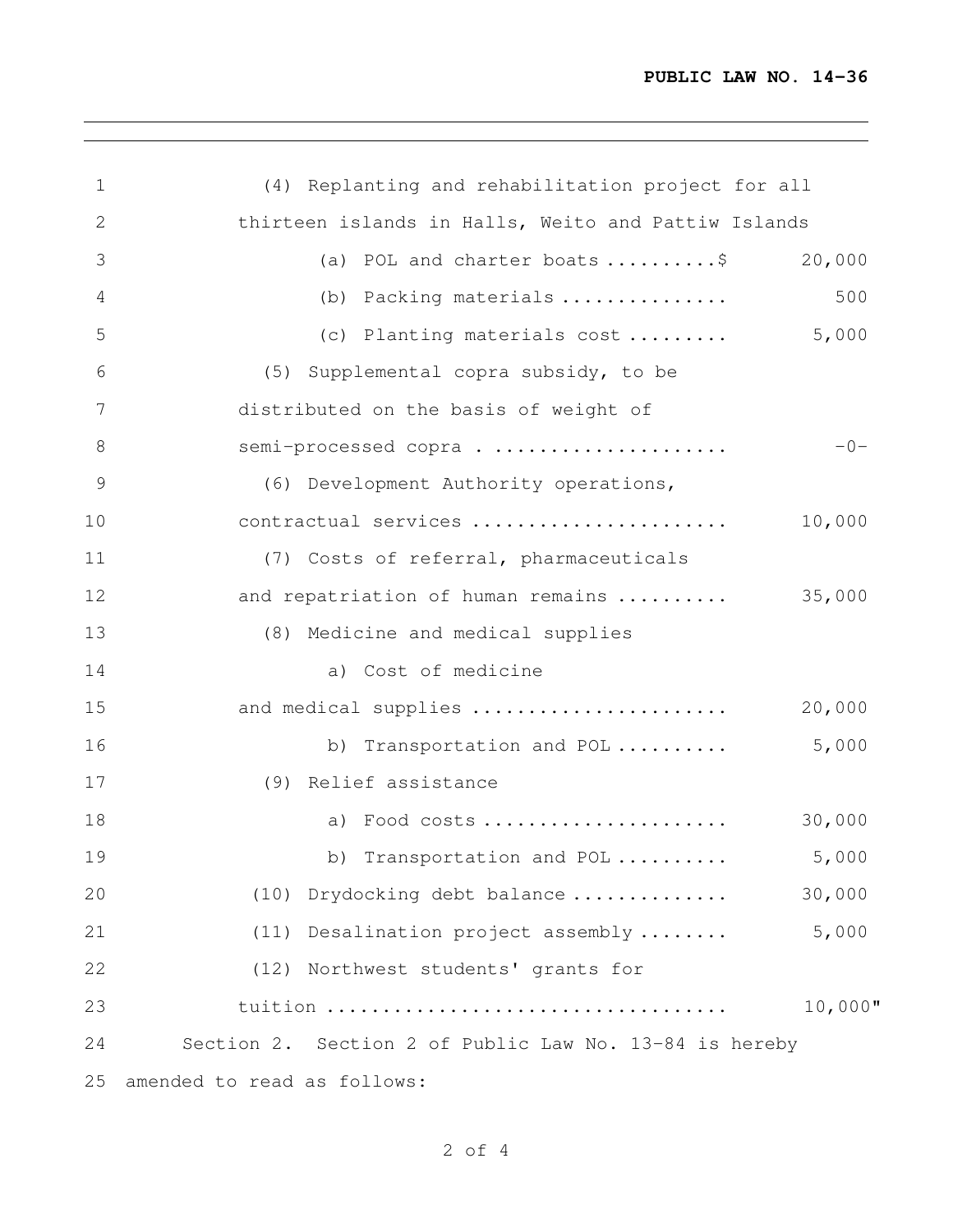(4) Replanting and rehabilitation project for all thirteen islands in Halls, Weito and Pattiw Islands

(a) POL and charter boats ..........$ 20,000

(b) Packing materials ............... 500

(c) Planting materials cost ......... 5,000

(5) Supplemental copra subsidy, to be distributed on the basis of weight of semi-processed copra . .................... -0-

(6) Development Authority operations, contractual services ....................... 10,000

(7) Costs of referral, pharmaceuticals and repatriation of human remains .......... 35,000

(8) Medicine and medical supplies

a) Cost of medicine and medical supplies ....................... 20,000

b) Transportation and POL .......... 5,000

(9) Relief assistance

a) Food costs ...................... 30,000

b) Transportation and POL .......... 5,000

(10) Drydocking debt balance .............. 30,000

(11) Desalination project assembly ........ 5,000

(12) Northwest students' grants for tuition ................................... 10,000"

Section 2. Section 2 of Public Law No. 13-84 is hereby amended to read as follows: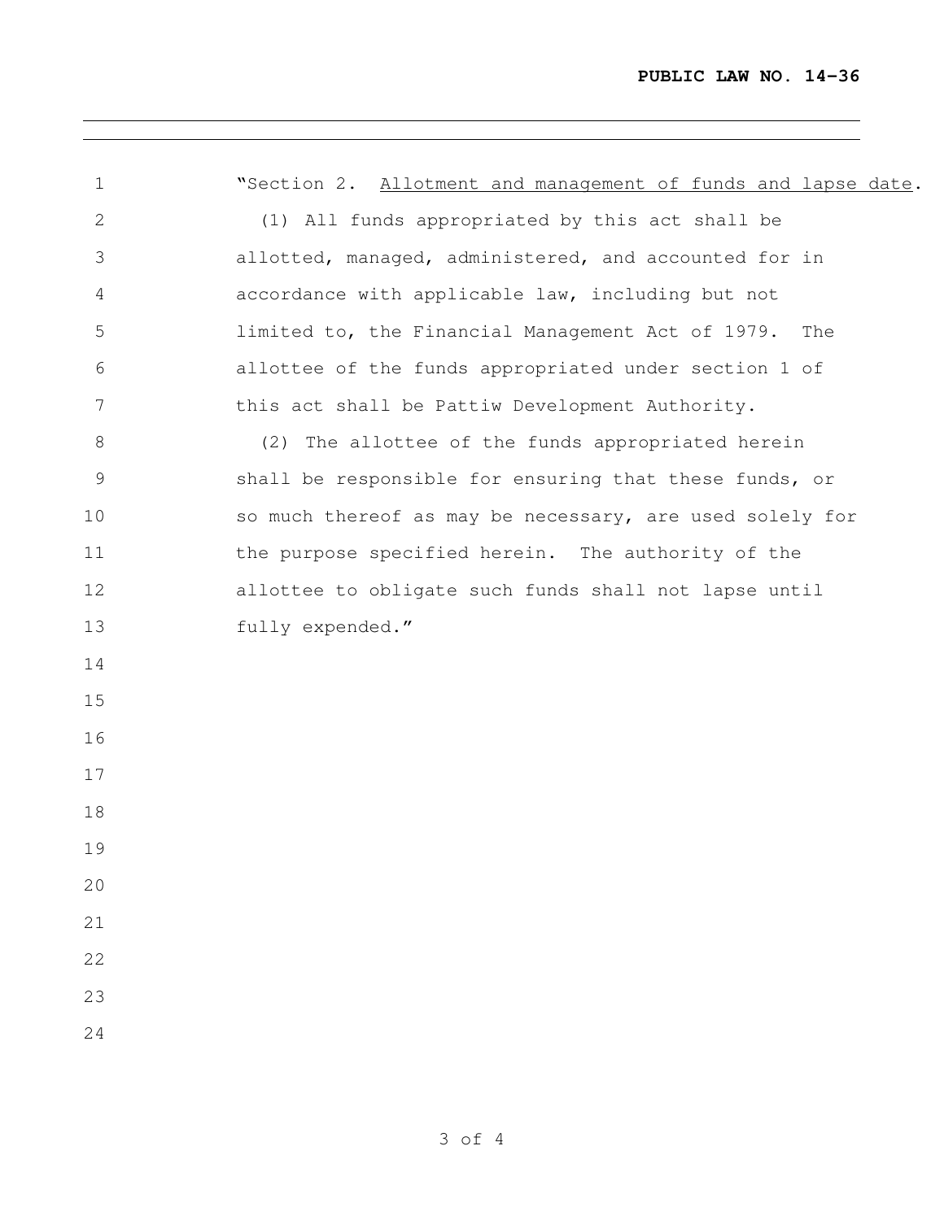"Section 2. <u>Allotment and management of funds and lapse date</u>.

(1) All funds appropriated by this act shall be allotted, managed, administered, and accounted for in accordance with applicable law, including but not limited to, the Financial Management Act of 1979. The allottee of the funds appropriated under section 1 of this act shall be Pattiw Development Authority.

(2) The allottee of the funds appropriated herein shall be responsible for ensuring that these funds, or so much thereof as may be necessary, are used solely for the purpose specified herein. The authority of the allottee to obligate such funds shall not lapse until fully expended."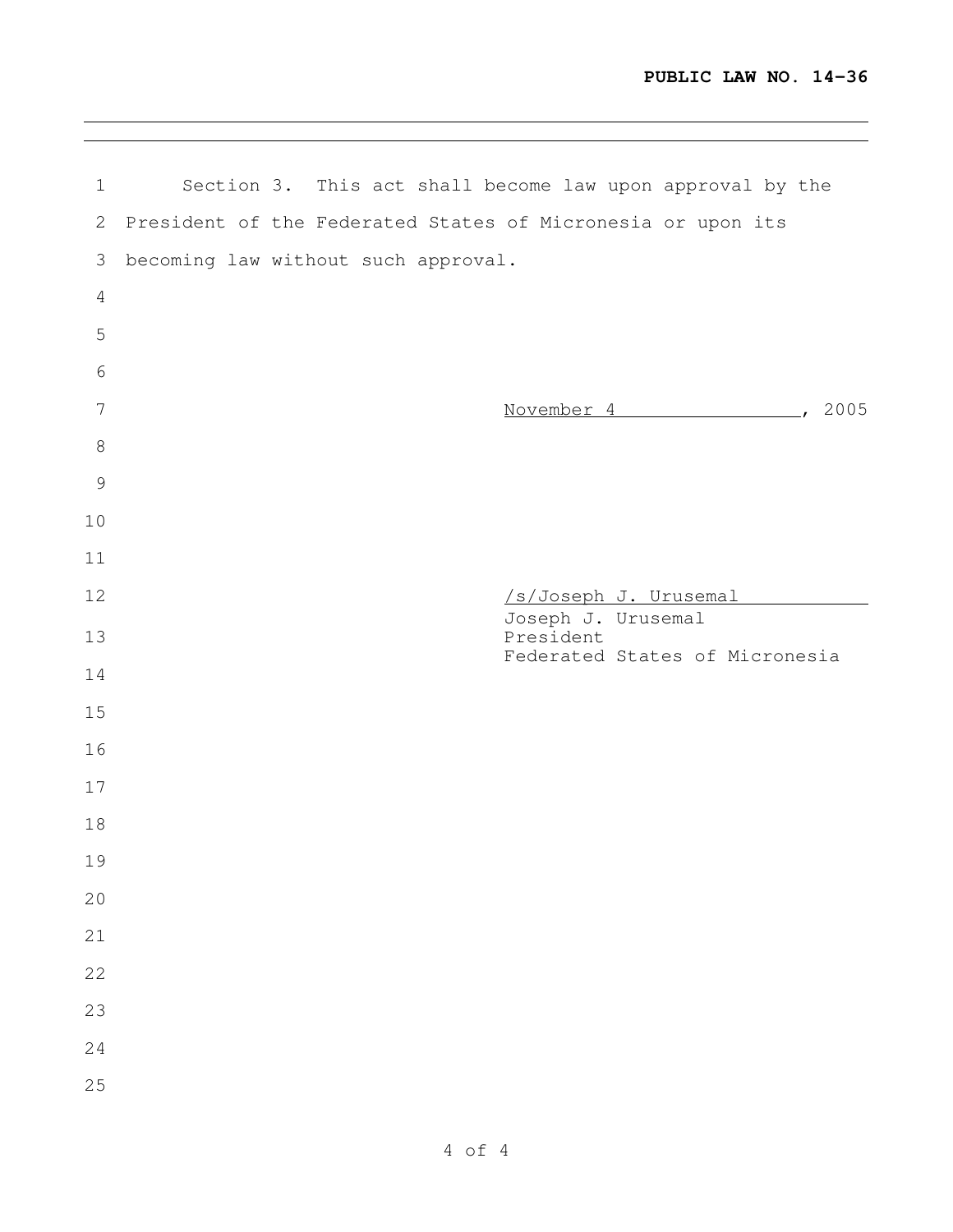Section 3. This act shall become law upon approval by the President of the Federated States of Micronesia or upon its becoming law without such approval.

November 4, 2005

/s/Joseph J. Urusemal
Joseph J. Urusemal
President
Federated States of Micronesia